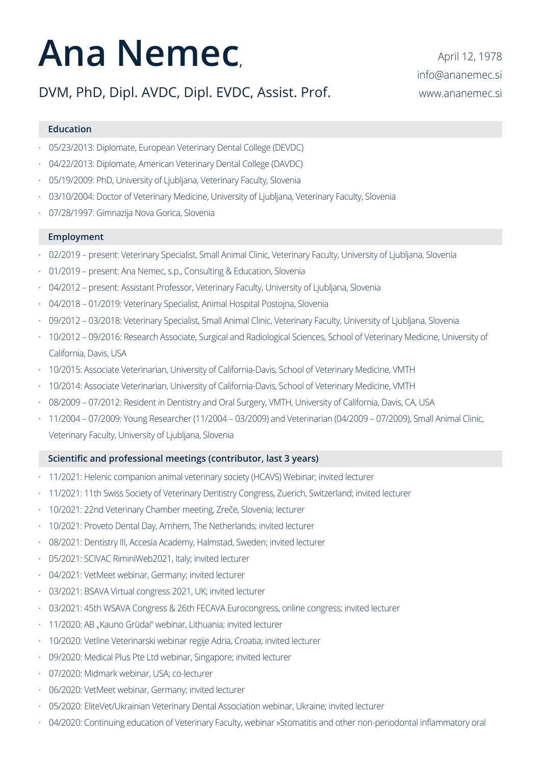# Ana Nemec,

DVM, PhD, Dipl. AVDC, Dipl. EVDC, Assist. Prof.

April 12, 1978
info@ananemec.si
www.ananemec.si

## Education

- 05/23/2013: Diplomate, European Veterinary Dental College (DEVDC)
- 04/22/2013: Diplomate, American Veterinary Dental College (DAVDC)
- 05/19/2009: PhD, University of Ljubljana, Veterinary Faculty, Slovenia
- 03/10/2004: Doctor of Veterinary Medicine, University of Ljubljana, Veterinary Faculty, Slovenia
- 07/28/1997: Gimnazija Nova Gorica, Slovenia

## Employment

- 02/2019 – present: Veterinary Specialist, Small Animal Clinic, Veterinary Faculty, University of Ljubljana, Slovenia
- 01/2019 – present: Ana Nemec, s.p., Consulting & Education, Slovenia
- 04/2012 – present: Assistant Professor, Veterinary Faculty, University of Ljubljana, Slovenia
- 04/2018 – 01/2019: Veterinary Specialist, Animal Hospital Postojna, Slovenia
- 09/2012 – 03/2018: Veterinary Specialist, Small Animal Clinic, Veterinary Faculty, University of Ljubljana, Slovenia
- 10/2012 – 09/2016: Research Associate, Surgical and Radiological Sciences, School of Veterinary Medicine, University of California, Davis, USA
- 10/2015: Associate Veterinarian, University of California-Davis, School of Veterinary Medicine, VMTH
- 10/2014: Associate Veterinarian, University of California-Davis, School of Veterinary Medicine, VMTH
- 08/2009 – 07/2012: Resident in Dentistry and Oral Surgery, VMTH, University of California, Davis, CA, USA
- 11/2004 – 07/2009: Young Researcher (11/2004 – 03/2009) and Veterinarian (04/2009 – 07/2009), Small Animal Clinic, Veterinary Faculty, University of Ljubljana, Slovenia

## Scientific and professional meetings (contributor, last 3 years)

- 11/2021: Helenic companion animal veterinary society (HCAVS) Webinar; invited lecturer
- 11/2021: 11th Swiss Society of Veterinary Dentistry Congress, Zuerich, Switzerland; invited lecturer
- 10/2021: 22nd Veterinary Chamber meeting, Zreče, Slovenia; lecturer
- 10/2021: Proveto Dental Day, Arnhem, The Netherlands; invited lecturer
- 08/2021: Dentistry III, Accesia Academy, Halmstad, Sweden; invited lecturer
- 05/2021: SCIVAC RiminiWeb2021, Italy; invited lecturer
- 04/2021: VetMeet webinar, Germany; invited lecturer
- 03/2021: BSAVA Virtual congress 2021, UK; invited lecturer
- 03/2021: 45th WSAVA Congress & 26th FECAVA Eurocongress, online congress; invited lecturer
- 11/2020: AB „Kauno Grūdai" webinar, Lithuania; invited lecturer
- 10/2020: Vetline Veterinarski webinar regije Adria, Croatia; invited lecturer
- 09/2020: Medical Plus Pte Ltd webinar, Singapore; invited lecturer
- 07/2020: Midmark webinar, USA; co-lecturer
- 06/2020: VetMeet webinar, Germany; invited lecturer
- 05/2020: EliteVet/Ukrainian Veterinary Dental Association webinar, Ukraine; invited lecturer
- 04/2020: Continuing education of Veterinary Faculty, webinar »Stomatitis and other non-periodontal inflammatory oral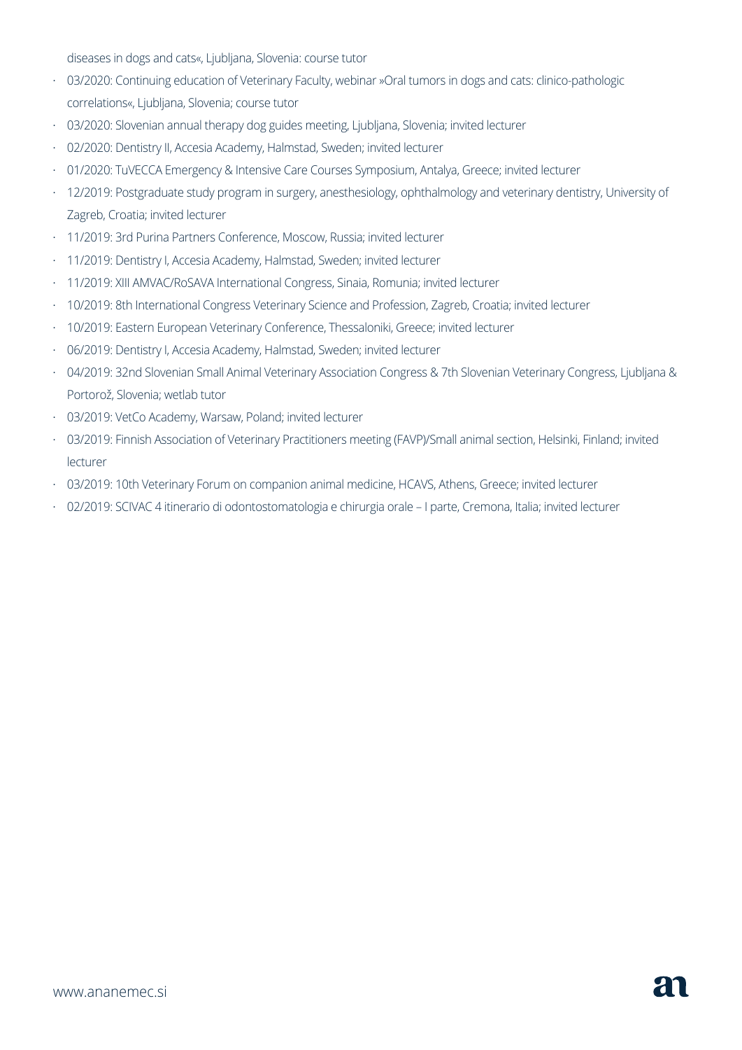diseases in dogs and cats«, Ljubljana, Slovenia: course tutor

- 03/2020: Continuing education of Veterinary Faculty, webinar »Oral tumors in dogs and cats: clinico-pathologic correlations«, Ljubljana, Slovenia; course tutor
- 03/2020: Slovenian annual therapy dog guides meeting, Ljubljana, Slovenia; invited lecturer
- 02/2020: Dentistry II, Accesia Academy, Halmstad, Sweden; invited lecturer
- 01/2020: TuVECCA Emergency & Intensive Care Courses Symposium, Antalya, Greece; invited lecturer
- 12/2019: Postgraduate study program in surgery, anesthesiology, ophthalmology and veterinary dentistry, University of Zagreb, Croatia; invited lecturer
- 11/2019: 3rd Purina Partners Conference, Moscow, Russia; invited lecturer
- 11/2019: Dentistry I, Accesia Academy, Halmstad, Sweden; invited lecturer
- 11/2019: XIII AMVAC/RoSAVA International Congress, Sinaia, Romunia; invited lecturer
- 10/2019: 8th International Congress Veterinary Science and Profession, Zagreb, Croatia; invited lecturer
- 10/2019: Eastern European Veterinary Conference, Thessaloniki, Greece; invited lecturer
- 06/2019: Dentistry I, Accesia Academy, Halmstad, Sweden; invited lecturer
- 04/2019: 32nd Slovenian Small Animal Veterinary Association Congress & 7th Slovenian Veterinary Congress, Ljubljana & Portorož, Slovenia; wetlab tutor
- 03/2019: VetCo Academy, Warsaw, Poland; invited lecturer
- 03/2019: Finnish Association of Veterinary Practitioners meeting (FAVP)/Small animal section, Helsinki, Finland; invited lecturer
- 03/2019: 10th Veterinary Forum on companion animal medicine, HCAVS, Athens, Greece; invited lecturer
- 02/2019: SCIVAC 4 itinerario di odontostomatologia e chirurgia orale – I parte, Cremona, Italia; invited lecturer